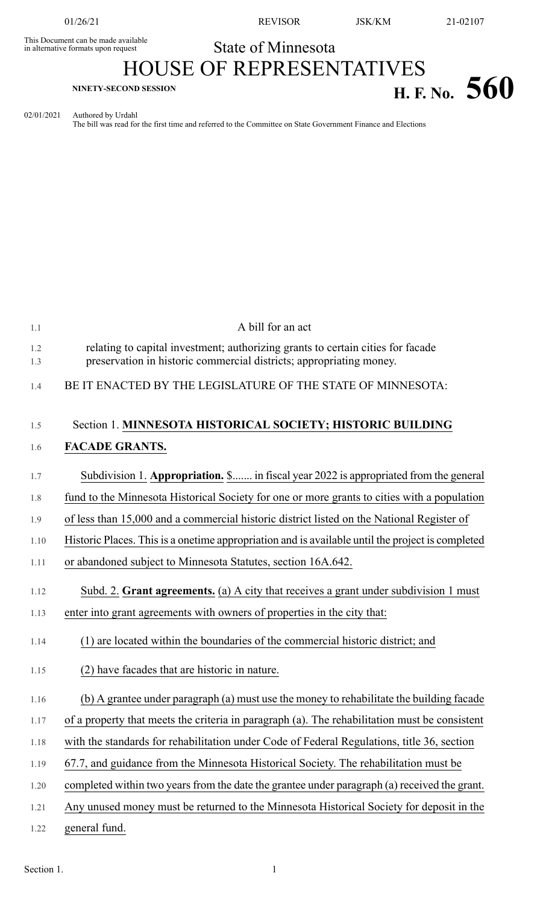This Document can be made available in alternative formats upon request

State of Minnesota

# HOUSE OF REPRESENTATIVES

**NINETY-SECOND SESSION**

# H. F. No. 560

02/01/2021 Authored by Urdahl
The bill was read for the first time and referred to the Committee on State Government Finance and Elections

A bill for an act

relating to capital investment; authorizing grants to certain cities for facade preservation in historic commercial districts; appropriating money.

BE IT ENACTED BY THE LEGISLATURE OF THE STATE OF MINNESOTA:

Section 1. **MINNESOTA HISTORICAL SOCIETY; HISTORIC BUILDING FACADE GRANTS.**

Subdivision 1. **Appropriation.** $....... in fiscal year 2022 is appropriated from the general fund to the Minnesota Historical Society for one or more grants to cities with a population of less than 15,000 and a commercial historic district listed on the National Register of Historic Places. This is a onetime appropriation and is available until the project is completed or abandoned subject to Minnesota Statutes, section 16A.642.

Subd. 2. **Grant agreements.** (a) A city that receives a grant under subdivision 1 must enter into grant agreements with owners of properties in the city that:

(1) are located within the boundaries of the commercial historic district; and

(2) have facades that are historic in nature.

(b) A grantee under paragraph (a) must use the money to rehabilitate the building facade of a property that meets the criteria in paragraph (a). The rehabilitation must be consistent with the standards for rehabilitation under Code of Federal Regulations, title 36, section 67.7, and guidance from the Minnesota Historical Society. The rehabilitation must be completed within two years from the date the grantee under paragraph (a) received the grant. Any unused money must be returned to the Minnesota Historical Society for deposit in the general fund.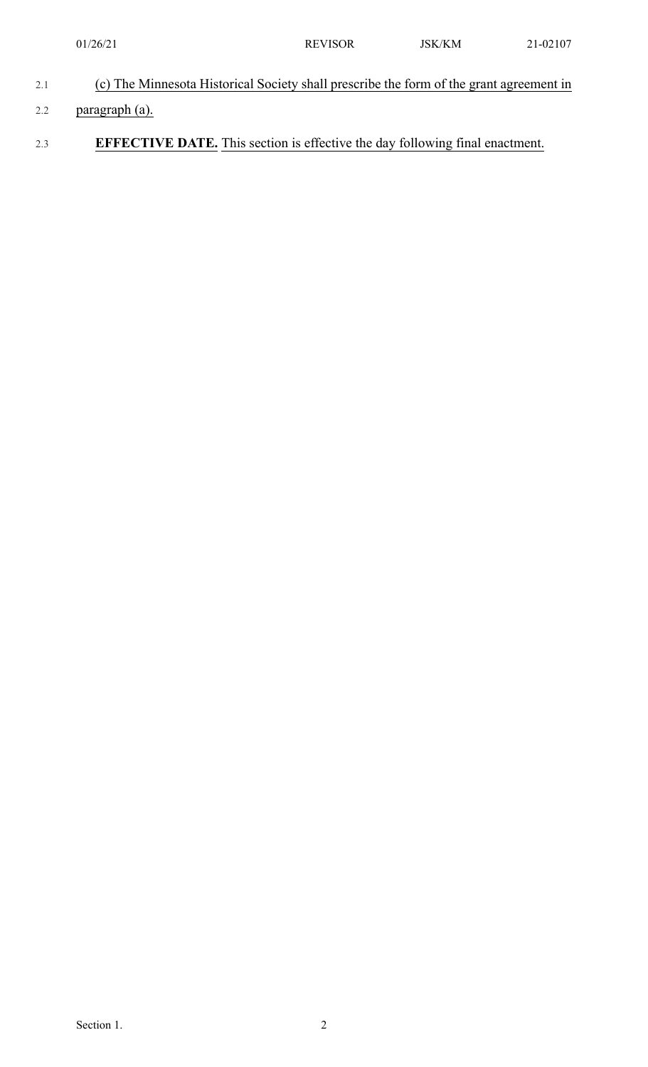(c) The Minnesota Historical Society shall prescribe the form of the grant agreement in paragraph (a).

**EFFECTIVE DATE.** This section is effective the day following final enactment.